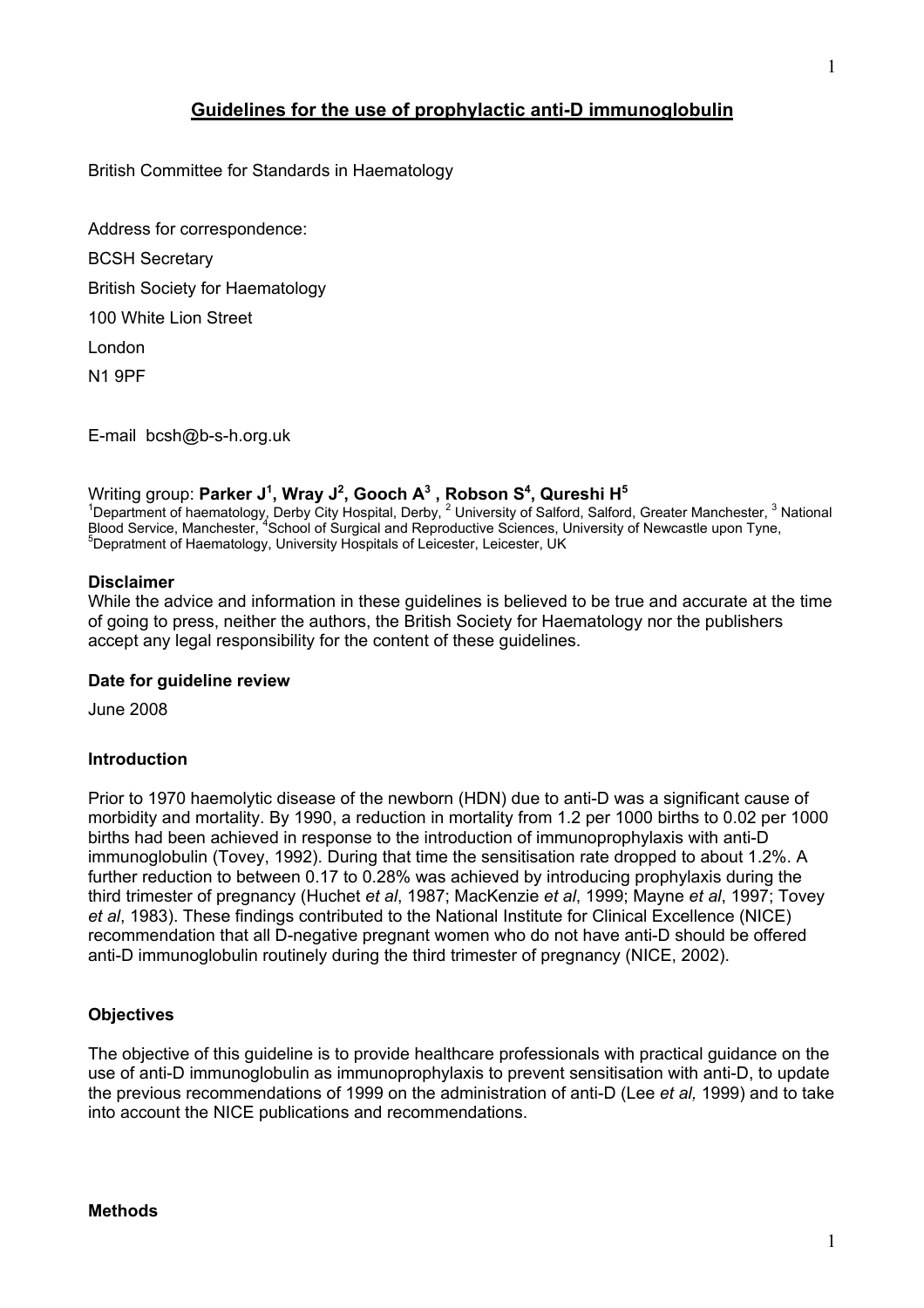# Guidelines for the use of prophylactic anti-D immunoglobulin

British Committee for Standards in Haematology

Address for correspondence:

BCSH Secretary

British Society for Haematology

100 White Lion Street

London

N1 9PF

E-mail bcsh@b-s-h.org.uk

Writing group: **Parker J[1], Wray J[2], Gooch A[3] , Robson S[4], Qureshi H[5]**

[1]Department of haematology, Derby City Hospital, Derby, [2] University of Salford, Salford, Greater Manchester, [3] National Blood Service, Manchester, [4]School of Surgical and Reproductive Sciences, University of Newcastle upon Tyne, [5]Depratment of Haematology, University Hospitals of Leicester, Leicester, UK

### Disclaimer

While the advice and information in these guidelines is believed to be true and accurate at the time of going to press, neither the authors, the British Society for Haematology nor the publishers accept any legal responsibility for the content of these guidelines.

### Date for guideline review

June 2008

### Introduction

Prior to 1970 haemolytic disease of the newborn (HDN) due to anti-D was a significant cause of morbidity and mortality. By 1990, a reduction in mortality from 1.2 per 1000 births to 0.02 per 1000 births had been achieved in response to the introduction of immunoprophylaxis with anti-D immunoglobulin (Tovey, 1992). During that time the sensitisation rate dropped to about 1.2%. A further reduction to between 0.17 to 0.28% was achieved by introducing prophylaxis during the third trimester of pregnancy (Huchet *et al*, 1987; MacKenzie *et al*, 1999; Mayne *et al*, 1997; Tovey *et al*, 1983). These findings contributed to the National Institute for Clinical Excellence (NICE) recommendation that all D-negative pregnant women who do not have anti-D should be offered anti-D immunoglobulin routinely during the third trimester of pregnancy (NICE, 2002).

### Objectives

The objective of this guideline is to provide healthcare professionals with practical guidance on the use of anti-D immunoglobulin as immunoprophylaxis to prevent sensitisation with anti-D, to update the previous recommendations of 1999 on the administration of anti-D (Lee *et al,* 1999) and to take into account the NICE publications and recommendations.

### Methods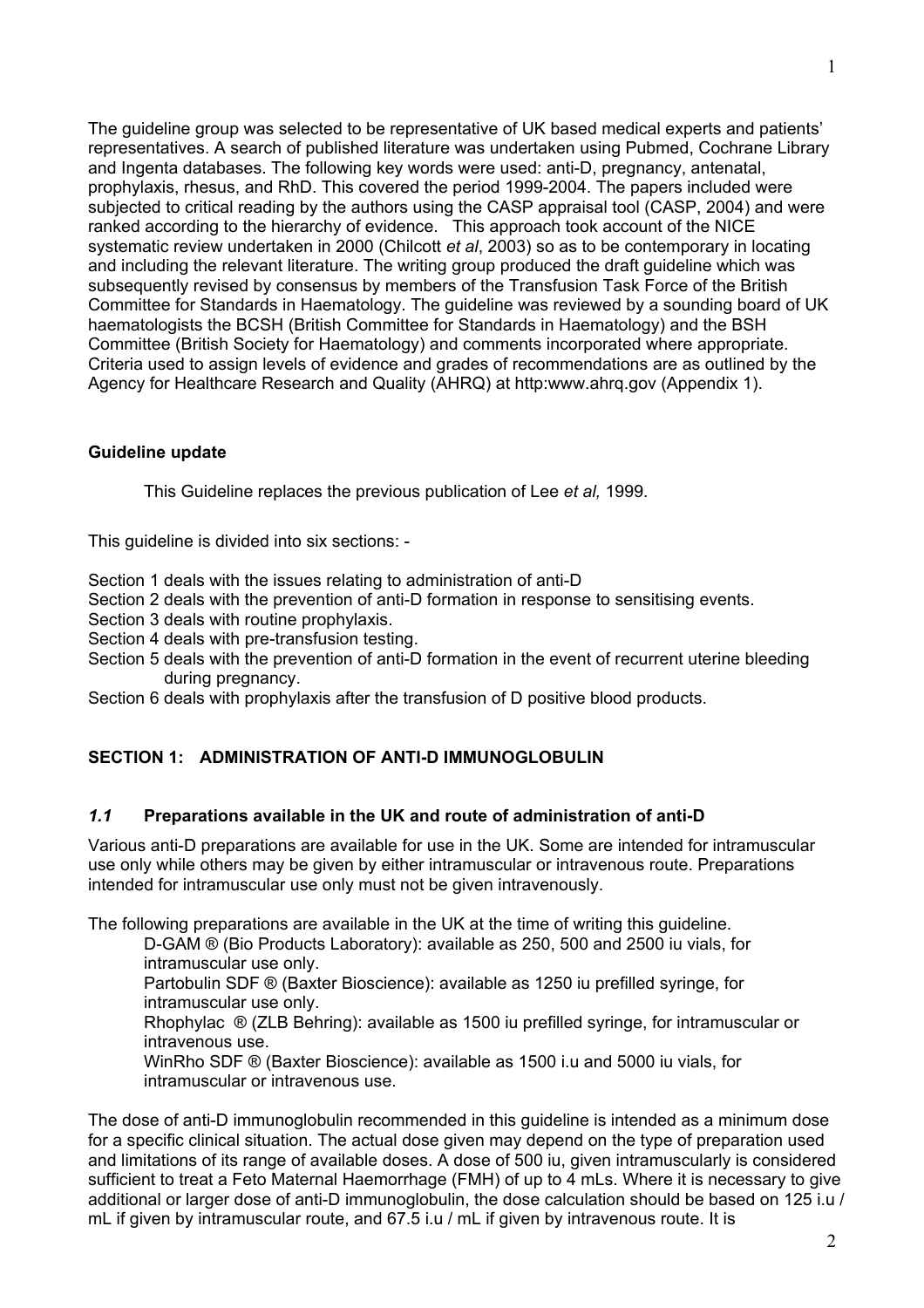The guideline group was selected to be representative of UK based medical experts and patients' representatives. A search of published literature was undertaken using Pubmed, Cochrane Library and Ingenta databases. The following key words were used: anti-D, pregnancy, antenatal, prophylaxis, rhesus, and RhD. This covered the period 1999-2004. The papers included were subjected to critical reading by the authors using the CASP appraisal tool (CASP, 2004) and were ranked according to the hierarchy of evidence. This approach took account of the NICE systematic review undertaken in 2000 (Chilcott *et al*, 2003) so as to be contemporary in locating and including the relevant literature. The writing group produced the draft guideline which was subsequently revised by consensus by members of the Transfusion Task Force of the British Committee for Standards in Haematology. The guideline was reviewed by a sounding board of UK haematologists the BCSH (British Committee for Standards in Haematology) and the BSH Committee (British Society for Haematology) and comments incorporated where appropriate. Criteria used to assign levels of evidence and grades of recommendations are as outlined by the Agency for Healthcare Research and Quality (AHRQ) at http:www.ahrq.gov (Appendix 1).

**Guideline update**

This Guideline replaces the previous publication of Lee *et al,* 1999.

This guideline is divided into six sections: -

Section 1 deals with the issues relating to administration of anti-D
Section 2 deals with the prevention of anti-D formation in response to sensitising events.
Section 3 deals with routine prophylaxis.
Section 4 deals with pre-transfusion testing.
Section 5 deals with the prevention of anti-D formation in the event of recurrent uterine bleeding during pregnancy.
Section 6 deals with prophylaxis after the transfusion of D positive blood products.

## SECTION 1: ADMINISTRATION OF ANTI-D IMMUNOGLOBULIN

### *1.1* Preparations available in the UK and route of administration of anti-D

Various anti-D preparations are available for use in the UK. Some are intended for intramuscular use only while others may be given by either intramuscular or intravenous route. Preparations intended for intramuscular use only must not be given intravenously.

The following preparations are available in the UK at the time of writing this guideline.

D-GAM ® (Bio Products Laboratory): available as 250, 500 and 2500 iu vials, for intramuscular use only.
Partobulin SDF ® (Baxter Bioscience): available as 1250 iu prefilled syringe, for intramuscular use only.
Rhophylac ® (ZLB Behring): available as 1500 iu prefilled syringe, for intramuscular or intravenous use.
WinRho SDF ® (Baxter Bioscience): available as 1500 i.u and 5000 iu vials, for intramuscular or intravenous use.

The dose of anti-D immunoglobulin recommended in this guideline is intended as a minimum dose for a specific clinical situation. The actual dose given may depend on the type of preparation used and limitations of its range of available doses. A dose of 500 iu, given intramuscularly is considered sufficient to treat a Feto Maternal Haemorrhage (FMH) of up to 4 mLs. Where it is necessary to give additional or larger dose of anti-D immunoglobulin, the dose calculation should be based on 125 i.u / mL if given by intramuscular route, and 67.5 i.u / mL if given by intravenous route. It is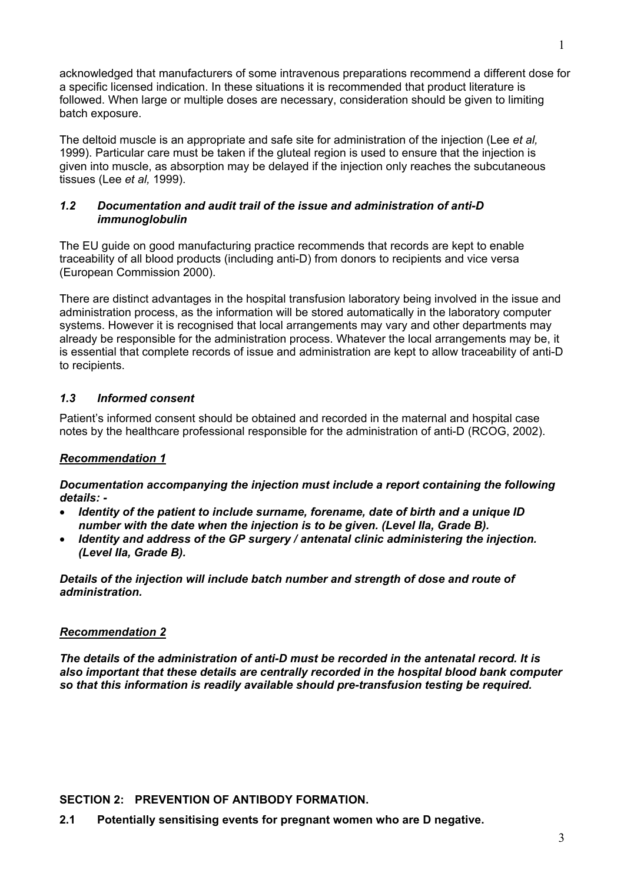acknowledged that manufacturers of some intravenous preparations recommend a different dose for a specific licensed indication. In these situations it is recommended that product literature is followed. When large or multiple doses are necessary, consideration should be given to limiting batch exposure.

The deltoid muscle is an appropriate and safe site for administration of the injection (Lee *et al,* 1999). Particular care must be taken if the gluteal region is used to ensure that the injection is given into muscle, as absorption may be delayed if the injection only reaches the subcutaneous tissues (Lee *et al,* 1999).

### *1.2 Documentation and audit trail of the issue and administration of anti-D immunoglobulin*

The EU guide on good manufacturing practice recommends that records are kept to enable traceability of all blood products (including anti-D) from donors to recipients and vice versa (European Commission 2000).

There are distinct advantages in the hospital transfusion laboratory being involved in the issue and administration process, as the information will be stored automatically in the laboratory computer systems. However it is recognised that local arrangements may vary and other departments may already be responsible for the administration process. Whatever the local arrangements may be, it is essential that complete records of issue and administration are kept to allow traceability of anti-D to recipients.

### *1.3 Informed consent*

Patient's informed consent should be obtained and recorded in the maternal and hospital case notes by the healthcare professional responsible for the administration of anti-D (RCOG, 2002).

***Recommendation 1***

***Documentation accompanying the injection must include a report containing the following details: -***

- ***Identity of the patient to include surname, forename, date of birth and a unique ID number with the date when the injection is to be given. (Level IIa, Grade B).***
- ***Identity and address of the GP surgery / antenatal clinic administering the injection. (Level IIa, Grade B).***

***Details of the injection will include batch number and strength of dose and route of administration.***

***Recommendation 2***

***The details of the administration of anti-D must be recorded in the antenatal record. It is also important that these details are centrally recorded in the hospital blood bank computer so that this information is readily available should pre-transfusion testing be required.***

## SECTION 2: PREVENTION OF ANTIBODY FORMATION.

### 2.1 Potentially sensitising events for pregnant women who are D negative.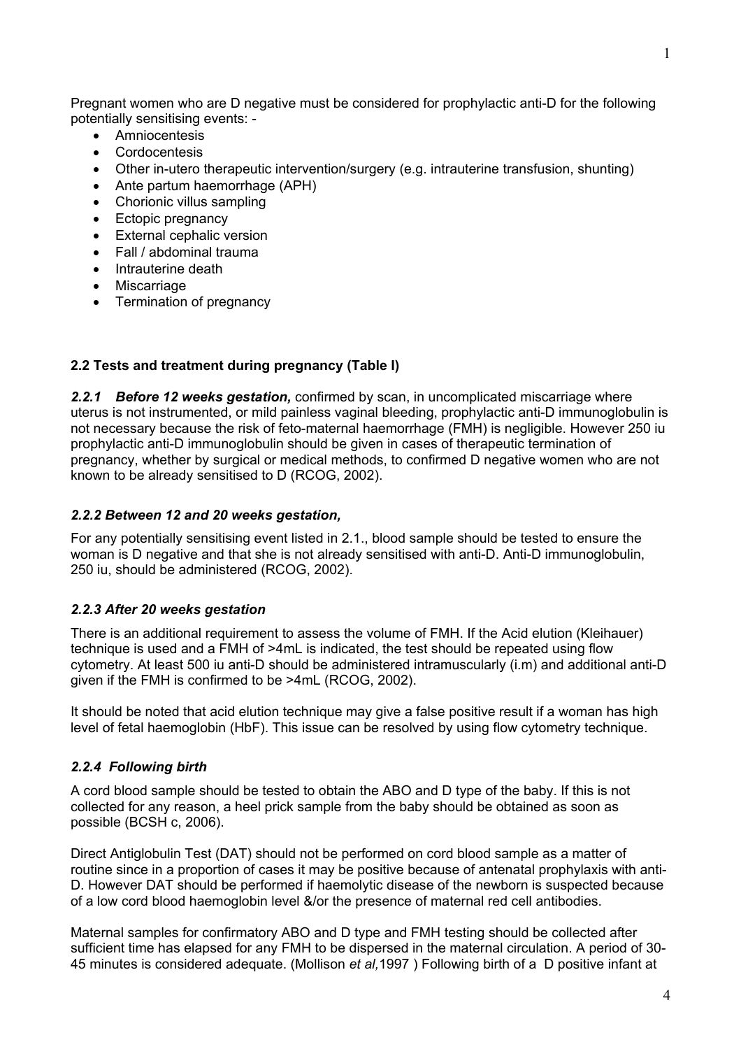Pregnant women who are D negative must be considered for prophylactic anti-D for the following potentially sensitising events: -

- Amniocentesis
- Cordocentesis
- Other in-utero therapeutic intervention/surgery (e.g. intrauterine transfusion, shunting)
- Ante partum haemorrhage (APH)
- Chorionic villus sampling
- Ectopic pregnancy
- External cephalic version
- Fall / abdominal trauma
- Intrauterine death
- Miscarriage
- Termination of pregnancy

### 2.2 Tests and treatment during pregnancy (Table I)

***2.2.1 Before 12 weeks gestation,*** confirmed by scan, in uncomplicated miscarriage where uterus is not instrumented, or mild painless vaginal bleeding, prophylactic anti-D immunoglobulin is not necessary because the risk of feto-maternal haemorrhage (FMH) is negligible. However 250 iu prophylactic anti-D immunoglobulin should be given in cases of therapeutic termination of pregnancy, whether by surgical or medical methods, to confirmed D negative women who are not known to be already sensitised to D (RCOG, 2002).

#### *2.2.2 Between 12 and 20 weeks gestation,*

For any potentially sensitising event listed in 2.1., blood sample should be tested to ensure the woman is D negative and that she is not already sensitised with anti-D. Anti-D immunoglobulin, 250 iu, should be administered (RCOG, 2002).

#### *2.2.3 After 20 weeks gestation*

There is an additional requirement to assess the volume of FMH. If the Acid elution (Kleihauer) technique is used and a FMH of >4mL is indicated, the test should be repeated using flow cytometry. At least 500 iu anti-D should be administered intramuscularly (i.m) and additional anti-D given if the FMH is confirmed to be >4mL (RCOG, 2002).

It should be noted that acid elution technique may give a false positive result if a woman has high level of fetal haemoglobin (HbF). This issue can be resolved by using flow cytometry technique.

#### *2.2.4 Following birth*

A cord blood sample should be tested to obtain the ABO and D type of the baby. If this is not collected for any reason, a heel prick sample from the baby should be obtained as soon as possible (BCSH c, 2006).

Direct Antiglobulin Test (DAT) should not be performed on cord blood sample as a matter of routine since in a proportion of cases it may be positive because of antenatal prophylaxis with anti-D. However DAT should be performed if haemolytic disease of the newborn is suspected because of a low cord blood haemoglobin level &/or the presence of maternal red cell antibodies.

Maternal samples for confirmatory ABO and D type and FMH testing should be collected after sufficient time has elapsed for any FMH to be dispersed in the maternal circulation. A period of 30-45 minutes is considered adequate. (Mollison *et al,*1997 ) Following birth of a D positive infant at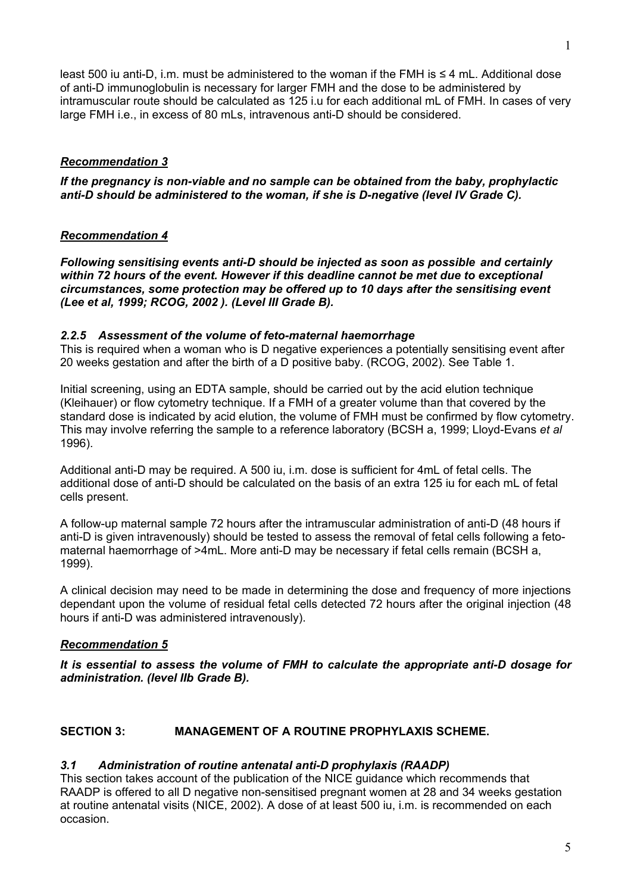least 500 iu anti-D, i.m. must be administered to the woman if the FMH is ≤ 4 mL. Additional dose of anti-D immunoglobulin is necessary for larger FMH and the dose to be administered by intramuscular route should be calculated as 125 i.u for each additional mL of FMH. In cases of very large FMH i.e., in excess of 80 mLs, intravenous anti-D should be considered.

***Recommendation 3***

***If the pregnancy is non-viable and no sample can be obtained from the baby, prophylactic anti-D should be administered to the woman, if she is D-negative (level IV Grade C).***

***Recommendation 4***

***Following sensitising events anti-D should be injected as soon as possible and certainly within 72 hours of the event. However if this deadline cannot be met due to exceptional circumstances, some protection may be offered up to 10 days after the sensitising event (Lee et al, 1999; RCOG, 2002 ). (Level III Grade B).***

### *2.2.5 Assessment of the volume of feto-maternal haemorrhage*

This is required when a woman who is D negative experiences a potentially sensitising event after 20 weeks gestation and after the birth of a D positive baby. (RCOG, 2002). See Table 1.

Initial screening, using an EDTA sample, should be carried out by the acid elution technique (Kleihauer) or flow cytometry technique. If a FMH of a greater volume than that covered by the standard dose is indicated by acid elution, the volume of FMH must be confirmed by flow cytometry. This may involve referring the sample to a reference laboratory (BCSH a, 1999; Lloyd-Evans *et al* 1996).

Additional anti-D may be required. A 500 iu, i.m. dose is sufficient for 4mL of fetal cells. The additional dose of anti-D should be calculated on the basis of an extra 125 iu for each mL of fetal cells present.

A follow-up maternal sample 72 hours after the intramuscular administration of anti-D (48 hours if anti-D is given intravenously) should be tested to assess the removal of fetal cells following a feto-maternal haemorrhage of >4mL. More anti-D may be necessary if fetal cells remain (BCSH a, 1999).

A clinical decision may need to be made in determining the dose and frequency of more injections dependant upon the volume of residual fetal cells detected 72 hours after the original injection (48 hours if anti-D was administered intravenously).

***Recommendation 5***

***It is essential to assess the volume of FMH to calculate the appropriate anti-D dosage for administration. (level IIb Grade B).***

## SECTION 3: MANAGEMENT OF A ROUTINE PROPHYLAXIS SCHEME.

### *3.1 Administration of routine antenatal anti-D prophylaxis (RAADP)*

This section takes account of the publication of the NICE guidance which recommends that RAADP is offered to all D negative non-sensitised pregnant women at 28 and 34 weeks gestation at routine antenatal visits (NICE, 2002). A dose of at least 500 iu, i.m. is recommended on each occasion.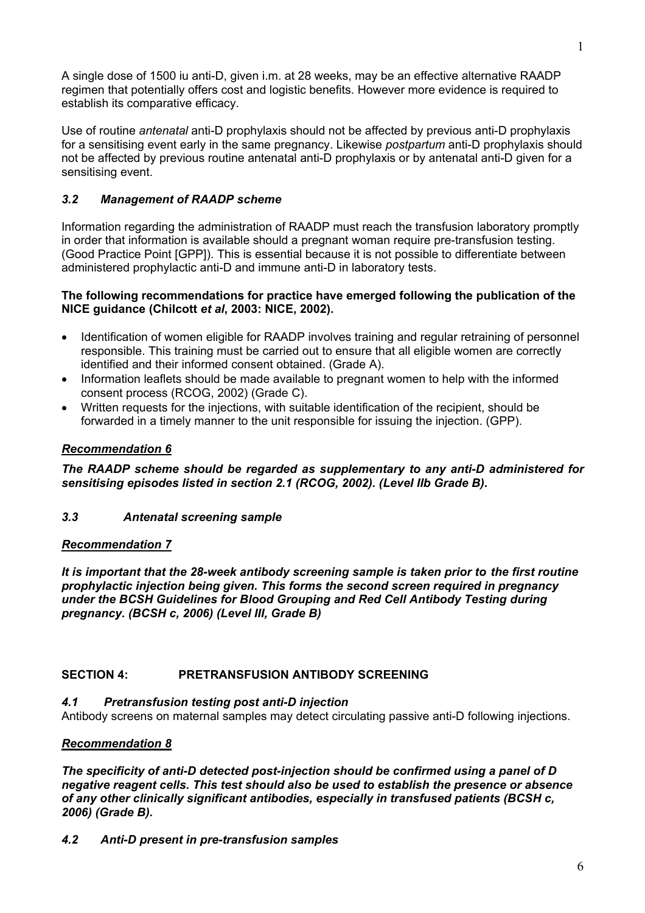A single dose of 1500 iu anti-D, given i.m. at 28 weeks, may be an effective alternative RAADP regimen that potentially offers cost and logistic benefits. However more evidence is required to establish its comparative efficacy.

Use of routine *antenatal* anti-D prophylaxis should not be affected by previous anti-D prophylaxis for a sensitising event early in the same pregnancy. Likewise *postpartum* anti-D prophylaxis should not be affected by previous routine antenatal anti-D prophylaxis or by antenatal anti-D given for a sensitising event.

### *3.2 Management of RAADP scheme*

Information regarding the administration of RAADP must reach the transfusion laboratory promptly in order that information is available should a pregnant woman require pre-transfusion testing. (Good Practice Point [GPP]). This is essential because it is not possible to differentiate between administered prophylactic anti-D and immune anti-D in laboratory tests.

**The following recommendations for practice have emerged following the publication of the NICE guidance (Chilcott *et al*, 2003: NICE, 2002).**

- Identification of women eligible for RAADP involves training and regular retraining of personnel responsible. This training must be carried out to ensure that all eligible women are correctly identified and their informed consent obtained. (Grade A).
- Information leaflets should be made available to pregnant women to help with the informed consent process (RCOG, 2002) (Grade C).
- Written requests for the injections, with suitable identification of the recipient, should be forwarded in a timely manner to the unit responsible for issuing the injection. (GPP).

***Recommendation 6***

***The RAADP scheme should be regarded as supplementary to any anti-D administered for sensitising episodes listed in section 2.1 (RCOG, 2002). (Level IIb Grade B).***

### *3.3 Antenatal screening sample*

***Recommendation 7***

***It is important that the 28-week antibody screening sample is taken prior to the first routine prophylactic injection being given. This forms the second screen required in pregnancy under the BCSH Guidelines for Blood Grouping and Red Cell Antibody Testing during pregnancy. (BCSH c, 2006) (Level III, Grade B)***

## SECTION 4: PRETRANSFUSION ANTIBODY SCREENING

### *4.1 Pretransfusion testing post anti-D injection*

Antibody screens on maternal samples may detect circulating passive anti-D following injections.

***Recommendation 8***

***The specificity of anti-D detected post-injection should be confirmed using a panel of D negative reagent cells. This test should also be used to establish the presence or absence of any other clinically significant antibodies, especially in transfused patients (BCSH c, 2006) (Grade B).***

### *4.2 Anti-D present in pre-transfusion samples*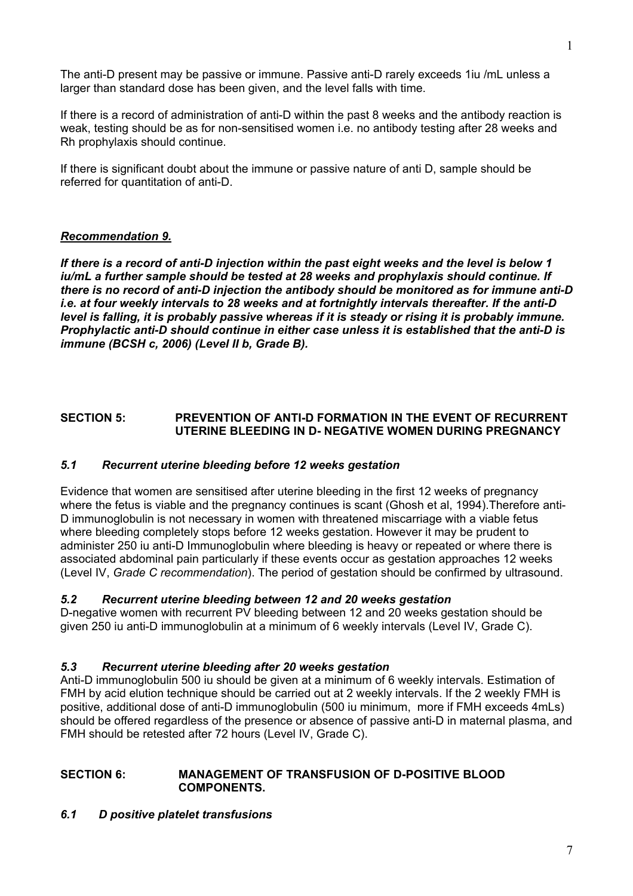The anti-D present may be passive or immune. Passive anti-D rarely exceeds 1iu /mL unless a larger than standard dose has been given, and the level falls with time.

If there is a record of administration of anti-D within the past 8 weeks and the antibody reaction is weak, testing should be as for non-sensitised women i.e. no antibody testing after 28 weeks and Rh prophylaxis should continue.

If there is significant doubt about the immune or passive nature of anti D, sample should be referred for quantitation of anti-D.

***Recommendation 9.***

***If there is a record of anti-D injection within the past eight weeks and the level is below 1 iu/mL a further sample should be tested at 28 weeks and prophylaxis should continue. If there is no record of anti-D injection the antibody should be monitored as for immune anti-D i.e. at four weekly intervals to 28 weeks and at fortnightly intervals thereafter. If the anti-D level is falling, it is probably passive whereas if it is steady or rising it is probably immune. Prophylactic anti-D should continue in either case unless it is established that the anti-D is immune (BCSH c, 2006) (Level II b, Grade B).***

## SECTION 5: PREVENTION OF ANTI-D FORMATION IN THE EVENT OF RECURRENT UTERINE BLEEDING IN D- NEGATIVE WOMEN DURING PREGNANCY

### *5.1 Recurrent uterine bleeding before 12 weeks gestation*

Evidence that women are sensitised after uterine bleeding in the first 12 weeks of pregnancy where the fetus is viable and the pregnancy continues is scant (Ghosh et al, 1994).Therefore anti-D immunoglobulin is not necessary in women with threatened miscarriage with a viable fetus where bleeding completely stops before 12 weeks gestation. However it may be prudent to administer 250 iu anti-D Immunoglobulin where bleeding is heavy or repeated or where there is associated abdominal pain particularly if these events occur as gestation approaches 12 weeks (Level IV, *Grade C recommendation*). The period of gestation should be confirmed by ultrasound.

### *5.2 Recurrent uterine bleeding between 12 and 20 weeks gestation*

D-negative women with recurrent PV bleeding between 12 and 20 weeks gestation should be given 250 iu anti-D immunoglobulin at a minimum of 6 weekly intervals (Level IV, Grade C).

### *5.3 Recurrent uterine bleeding after 20 weeks gestation*

Anti-D immunoglobulin 500 iu should be given at a minimum of 6 weekly intervals. Estimation of FMH by acid elution technique should be carried out at 2 weekly intervals. If the 2 weekly FMH is positive, additional dose of anti-D immunoglobulin (500 iu minimum, more if FMH exceeds 4mLs) should be offered regardless of the presence or absence of passive anti-D in maternal plasma, and FMH should be retested after 72 hours (Level IV, Grade C).

## SECTION 6: MANAGEMENT OF TRANSFUSION OF D-POSITIVE BLOOD COMPONENTS.

### *6.1 D positive platelet transfusions*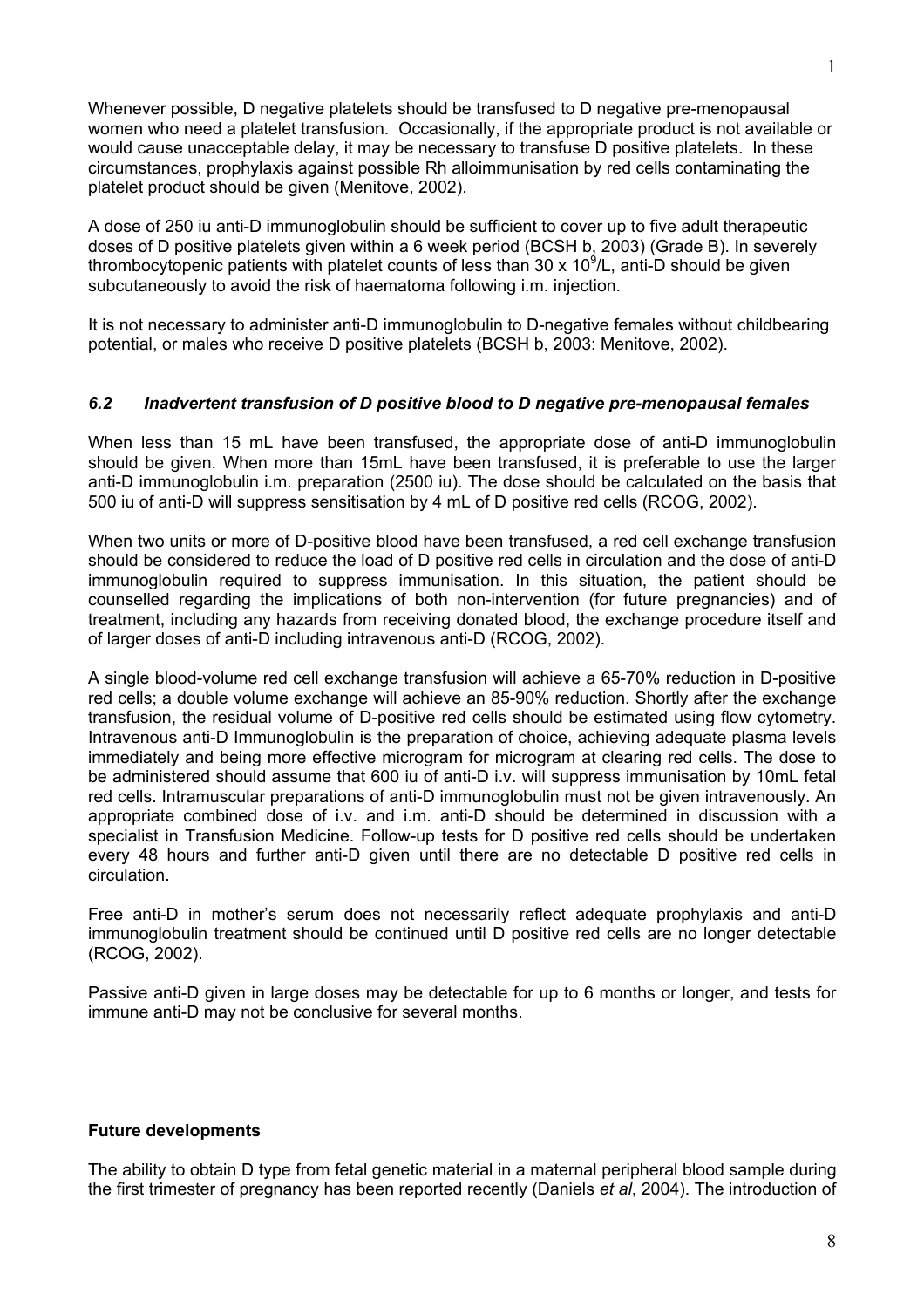Whenever possible, D negative platelets should be transfused to D negative pre-menopausal women who need a platelet transfusion. Occasionally, if the appropriate product is not available or would cause unacceptable delay, it may be necessary to transfuse D positive platelets. In these circumstances, prophylaxis against possible Rh alloimmunisation by red cells contaminating the platelet product should be given (Menitove, 2002).

A dose of 250 iu anti-D immunoglobulin should be sufficient to cover up to five adult therapeutic doses of D positive platelets given within a 6 week period (BCSH b, 2003) (Grade B). In severely thrombocytopenic patients with platelet counts of less than $30 \times 10^9$/L, anti-D should be given subcutaneously to avoid the risk of haematoma following i.m. injection.

It is not necessary to administer anti-D immunoglobulin to D-negative females without childbearing potential, or males who receive D positive platelets (BCSH b, 2003: Menitove, 2002).

### *6.2 Inadvertent transfusion of D positive blood to D negative pre-menopausal females*

When less than 15 mL have been transfused, the appropriate dose of anti-D immunoglobulin should be given. When more than 15mL have been transfused, it is preferable to use the larger anti-D immunoglobulin i.m. preparation (2500 iu). The dose should be calculated on the basis that 500 iu of anti-D will suppress sensitisation by 4 mL of D positive red cells (RCOG, 2002).

When two units or more of D-positive blood have been transfused, a red cell exchange transfusion should be considered to reduce the load of D positive red cells in circulation and the dose of anti-D immunoglobulin required to suppress immunisation. In this situation, the patient should be counselled regarding the implications of both non-intervention (for future pregnancies) and of treatment, including any hazards from receiving donated blood, the exchange procedure itself and of larger doses of anti-D including intravenous anti-D (RCOG, 2002).

A single blood-volume red cell exchange transfusion will achieve a 65-70% reduction in D-positive red cells; a double volume exchange will achieve an 85-90% reduction. Shortly after the exchange transfusion, the residual volume of D-positive red cells should be estimated using flow cytometry. Intravenous anti-D Immunoglobulin is the preparation of choice, achieving adequate plasma levels immediately and being more effective microgram for microgram at clearing red cells. The dose to be administered should assume that 600 iu of anti-D i.v. will suppress immunisation by 10mL fetal red cells. Intramuscular preparations of anti-D immunoglobulin must not be given intravenously. An appropriate combined dose of i.v. and i.m. anti-D should be determined in discussion with a specialist in Transfusion Medicine. Follow-up tests for D positive red cells should be undertaken every 48 hours and further anti-D given until there are no detectable D positive red cells in circulation.

Free anti-D in mother's serum does not necessarily reflect adequate prophylaxis and anti-D immunoglobulin treatment should be continued until D positive red cells are no longer detectable (RCOG, 2002).

Passive anti-D given in large doses may be detectable for up to 6 months or longer, and tests for immune anti-D may not be conclusive for several months.

**Future developments**

The ability to obtain D type from fetal genetic material in a maternal peripheral blood sample during the first trimester of pregnancy has been reported recently (Daniels *et al*, 2004). The introduction of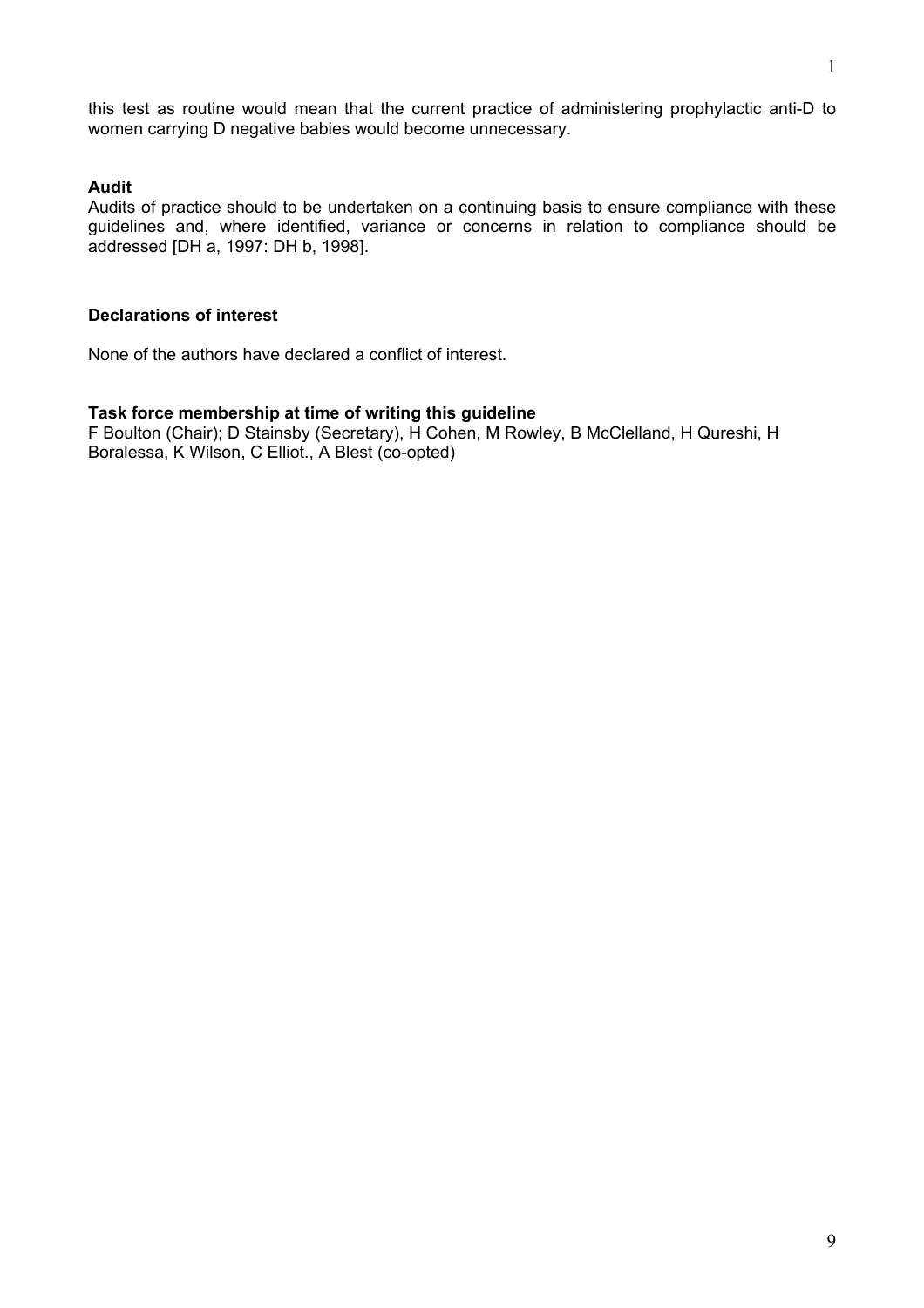this test as routine would mean that the current practice of administering prophylactic anti-D to women carrying D negative babies would become unnecessary.

**Audit**

Audits of practice should to be undertaken on a continuing basis to ensure compliance with these guidelines and, where identified, variance or concerns in relation to compliance should be addressed [DH a, 1997: DH b, 1998].

**Declarations of interest**

None of the authors have declared a conflict of interest.

**Task force membership at time of writing this guideline**

F Boulton (Chair); D Stainsby (Secretary), H Cohen, M Rowley, B McClelland, H Qureshi, H Boralessa, K Wilson, C Elliot., A Blest (co-opted)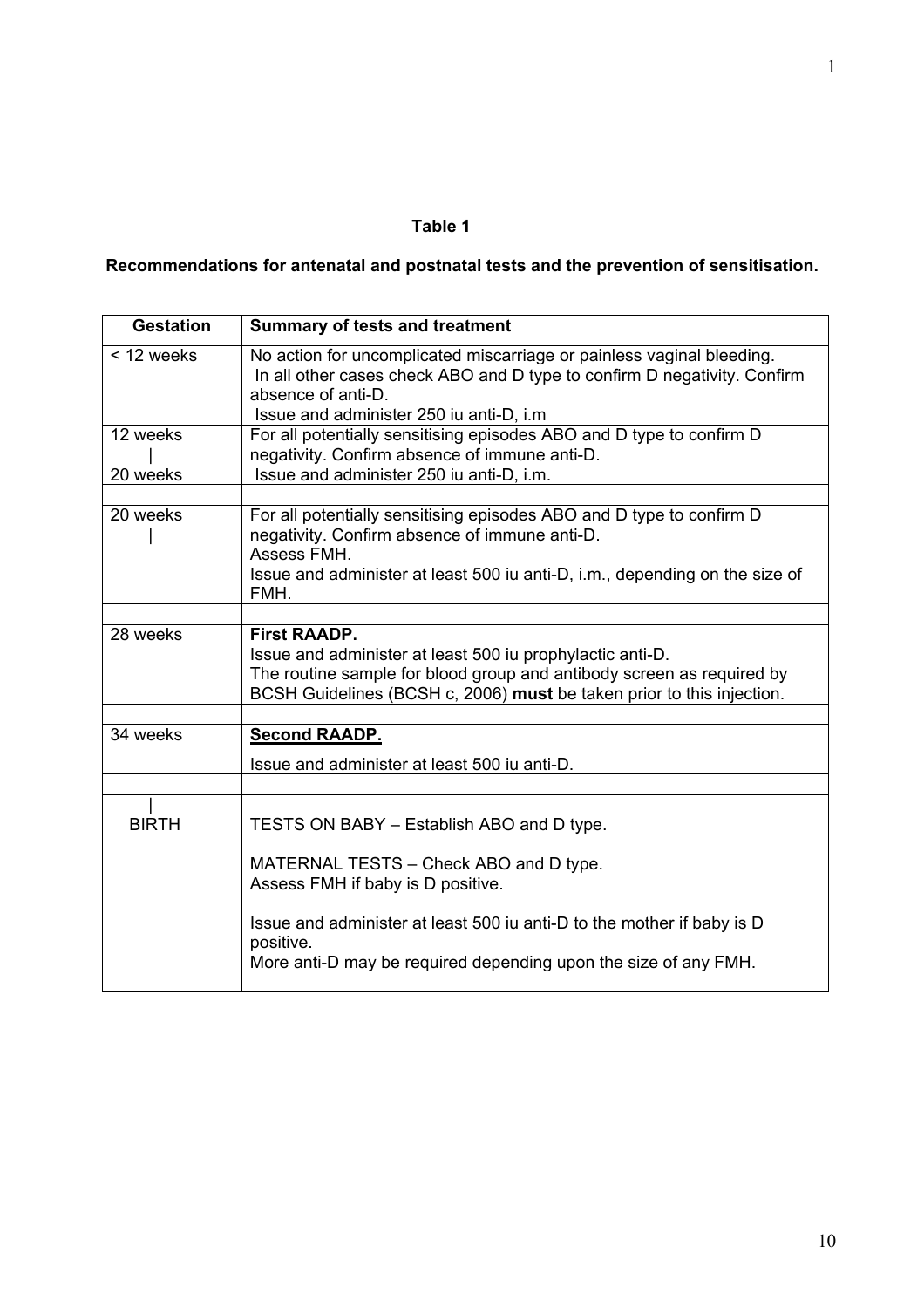**Table 1**

**Recommendations for antenatal and postnatal tests and the prevention of sensitisation.**

| Gestation | Summary of tests and treatment |
|---|---|
| < 12 weeks | No action for uncomplicated miscarriage or painless vaginal bleeding. In all other cases check ABO and D type to confirm D negativity. Confirm absence of anti-D. Issue and administer 250 iu anti-D, i.m |
| 12 weeks \| 20 weeks | For all potentially sensitising episodes ABO and D type to confirm D negativity. Confirm absence of immune anti-D. Issue and administer 250 iu anti-D, i.m. |
| | |
| 20 weeks \| | For all potentially sensitising episodes ABO and D type to confirm D negativity. Confirm absence of immune anti-D. Assess FMH. Issue and administer at least 500 iu anti-D, i.m., depending on the size of FMH. |
| | |
| 28 weeks | **First RAADP.** Issue and administer at least 500 iu prophylactic anti-D. The routine sample for blood group and antibody screen as required by BCSH Guidelines (BCSH c, 2006) **must** be taken prior to this injection. |
| | |
| 34 weeks | **Second RAADP.** Issue and administer at least 500 iu anti-D. |
| | |
| \| BIRTH | TESTS ON BABY – Establish ABO and D type. MATERNAL TESTS – Check ABO and D type. Assess FMH if baby is D positive. Issue and administer at least 500 iu anti-D to the mother if baby is D positive. More anti-D may be required depending upon the size of any FMH. |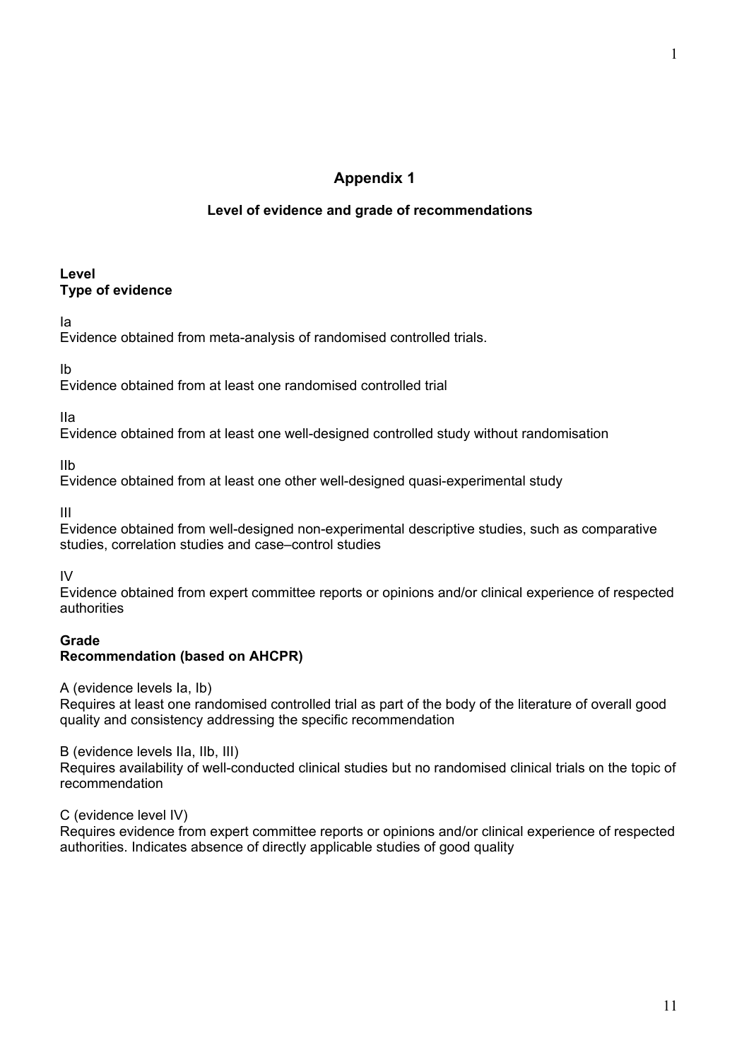## Appendix 1

### Level of evidence and grade of recommendations

**Level**
**Type of evidence**

Ia
Evidence obtained from meta-analysis of randomised controlled trials.

Ib
Evidence obtained from at least one randomised controlled trial

IIa
Evidence obtained from at least one well-designed controlled study without randomisation

IIb
Evidence obtained from at least one other well-designed quasi-experimental study

III
Evidence obtained from well-designed non-experimental descriptive studies, such as comparative studies, correlation studies and case–control studies

IV
Evidence obtained from expert committee reports or opinions and/or clinical experience of respected authorities

**Grade**
**Recommendation (based on AHCPR)**

A (evidence levels Ia, Ib)
Requires at least one randomised controlled trial as part of the body of the literature of overall good quality and consistency addressing the specific recommendation

B (evidence levels IIa, IIb, III)
Requires availability of well-conducted clinical studies but no randomised clinical trials on the topic of recommendation

C (evidence level IV)
Requires evidence from expert committee reports or opinions and/or clinical experience of respected authorities. Indicates absence of directly applicable studies of good quality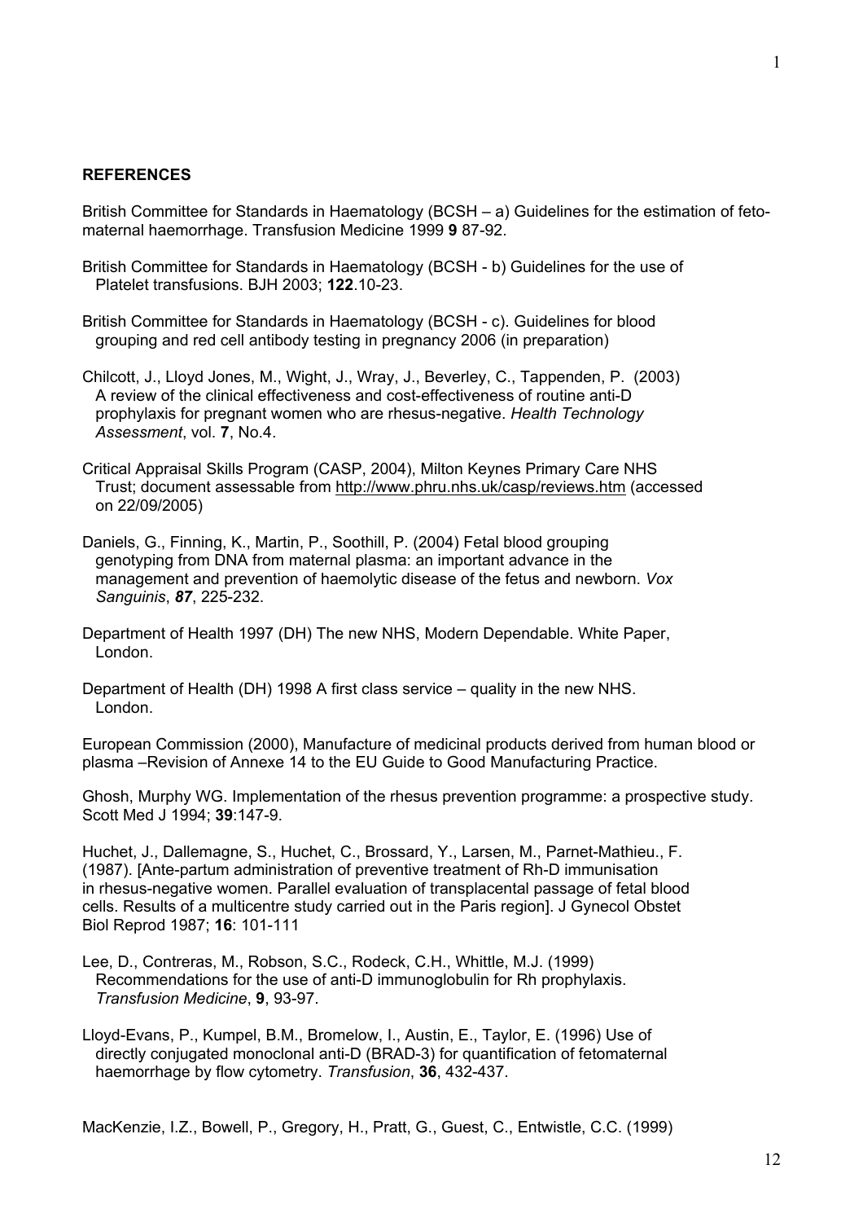## REFERENCES

British Committee for Standards in Haematology (BCSH – a) Guidelines for the estimation of feto-maternal haemorrhage. Transfusion Medicine 1999 **9** 87-92.

British Committee for Standards in Haematology (BCSH - b) Guidelines for the use of Platelet transfusions. BJH 2003; **122**.10-23.

British Committee for Standards in Haematology (BCSH - c). Guidelines for blood grouping and red cell antibody testing in pregnancy 2006 (in preparation)

Chilcott, J., Lloyd Jones, M., Wight, J., Wray, J., Beverley, C., Tappenden, P. (2003) A review of the clinical effectiveness and cost-effectiveness of routine anti-D prophylaxis for pregnant women who are rhesus-negative. *Health Technology Assessment*, vol. **7**, No.4.

Critical Appraisal Skills Program (CASP, 2004), Milton Keynes Primary Care NHS Trust; document assessable from http://www.phru.nhs.uk/casp/reviews.htm (accessed on 22/09/2005)

Daniels, G., Finning, K., Martin, P., Soothill, P. (2004) Fetal blood grouping genotyping from DNA from maternal plasma: an important advance in the management and prevention of haemolytic disease of the fetus and newborn. *Vox Sanguinis*, ***87***, 225-232.

Department of Health 1997 (DH) The new NHS, Modern Dependable. White Paper, London.

Department of Health (DH) 1998 A first class service – quality in the new NHS. London.

European Commission (2000), Manufacture of medicinal products derived from human blood or plasma –Revision of Annexe 14 to the EU Guide to Good Manufacturing Practice.

Ghosh, Murphy WG. Implementation of the rhesus prevention programme: a prospective study. Scott Med J 1994; **39**:147-9.

Huchet, J., Dallemagne, S., Huchet, C., Brossard, Y., Larsen, M., Parnet-Mathieu., F. (1987). [Ante-partum administration of preventive treatment of Rh-D immunisation in rhesus-negative women. Parallel evaluation of transplacental passage of fetal blood cells. Results of a multicentre study carried out in the Paris region]. J Gynecol Obstet Biol Reprod 1987; **16**: 101-111

Lee, D., Contreras, M., Robson, S.C., Rodeck, C.H., Whittle, M.J. (1999) Recommendations for the use of anti-D immunoglobulin for Rh prophylaxis. *Transfusion Medicine*, **9**, 93-97.

Lloyd-Evans, P., Kumpel, B.M., Bromelow, I., Austin, E., Taylor, E. (1996) Use of directly conjugated monoclonal anti-D (BRAD-3) for quantification of fetomaternal haemorrhage by flow cytometry. *Transfusion*, **36**, 432-437.

MacKenzie, I.Z., Bowell, P., Gregory, H., Pratt, G., Guest, C., Entwistle, C.C. (1999)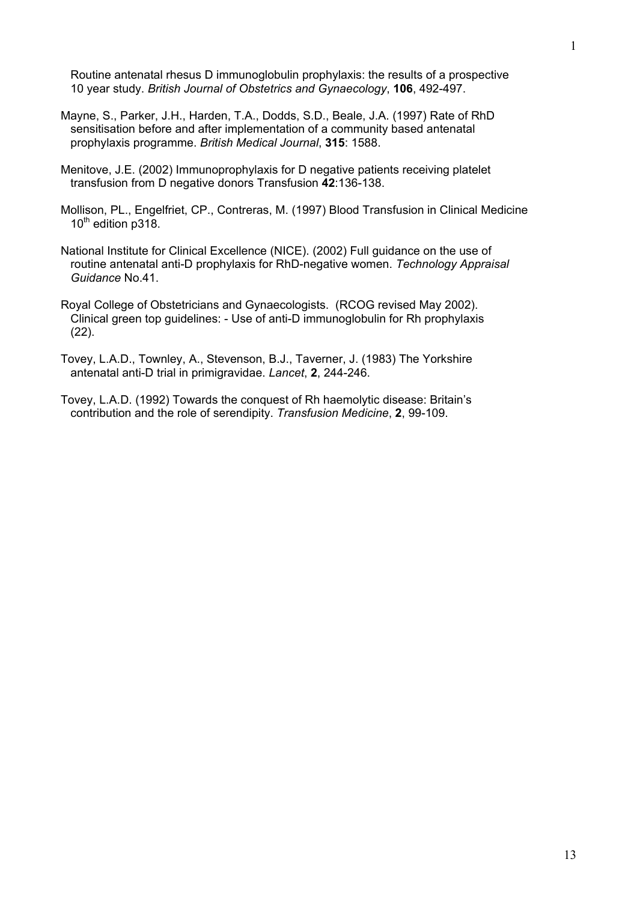Routine antenatal rhesus D immunoglobulin prophylaxis: the results of a prospective 10 year study. *British Journal of Obstetrics and Gynaecology*, **106**, 492-497.

Mayne, S., Parker, J.H., Harden, T.A., Dodds, S.D., Beale, J.A. (1997) Rate of RhD sensitisation before and after implementation of a community based antenatal prophylaxis programme. *British Medical Journal*, **315**: 1588.

Menitove, J.E. (2002) Immunoprophylaxis for D negative patients receiving platelet transfusion from D negative donors Transfusion **42**:136-138.

Mollison, PL., Engelfriet, CP., Contreras, M. (1997) Blood Transfusion in Clinical Medicine 10th edition p318.

National Institute for Clinical Excellence (NICE). (2002) Full guidance on the use of routine antenatal anti-D prophylaxis for RhD-negative women. *Technology Appraisal Guidance* No.41.

Royal College of Obstetricians and Gynaecologists. (RCOG revised May 2002). Clinical green top guidelines: - Use of anti-D immunoglobulin for Rh prophylaxis (22).

Tovey, L.A.D., Townley, A., Stevenson, B.J., Taverner, J. (1983) The Yorkshire antenatal anti-D trial in primigravidae. *Lancet*, **2**, 244-246.

Tovey, L.A.D. (1992) Towards the conquest of Rh haemolytic disease: Britain's contribution and the role of serendipity. *Transfusion Medicine*, **2**, 99-109.